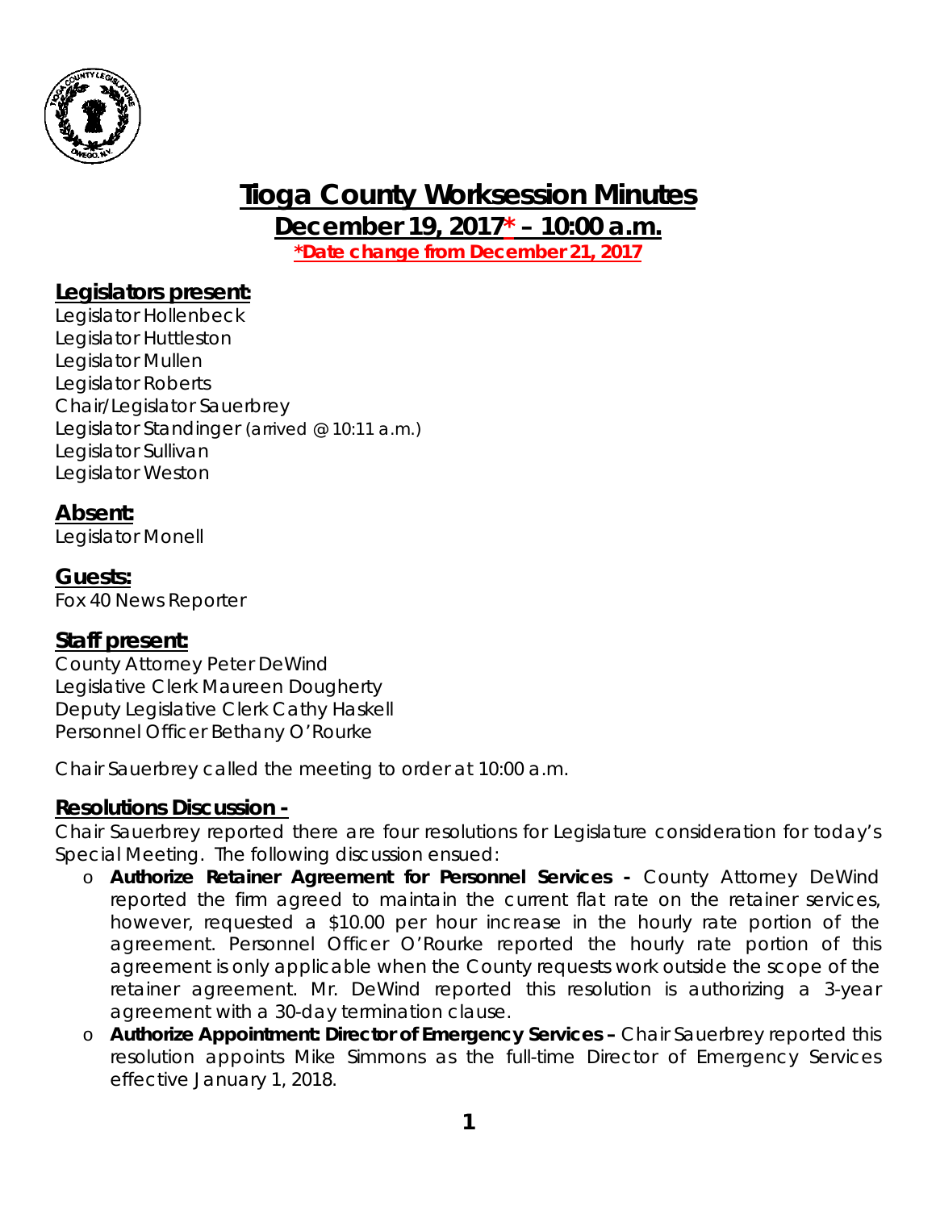# Tioga County Worksession Minutes

## December 19, 2017* – 10:00 a.m.

***Date change from December 21, 2017**

### Legislators present:

Legislator Hollenbeck
Legislator Huttleston
Legislator Mullen
Legislator Roberts
Chair/Legislator Sauerbrey
Legislator Standinger (arrived @ 10:11 a.m.)
Legislator Sullivan
Legislator Weston

### Absent:

Legislator Monell

### Guests:

Fox 40 News Reporter

### Staff present:

County Attorney Peter DeWind
Legislative Clerk Maureen Dougherty
Deputy Legislative Clerk Cathy Haskell
Personnel Officer Bethany O'Rourke

Chair Sauerbrey called the meeting to order at 10:00 a.m.

### Resolutions Discussion -

Chair Sauerbrey reported there are four resolutions for Legislature consideration for today's Special Meeting. The following discussion ensued:

- **Authorize Retainer Agreement for Personnel Services -** County Attorney DeWind reported the firm agreed to maintain the current flat rate on the retainer services, however, requested a $10.00 per hour increase in the hourly rate portion of the agreement. Personnel Officer O'Rourke reported the hourly rate portion of this agreement is only applicable when the County requests work outside the scope of the retainer agreement. Mr. DeWind reported this resolution is authorizing a 3-year agreement with a 30-day termination clause.
- **Authorize Appointment: Director of Emergency Services –** Chair Sauerbrey reported this resolution appoints Mike Simmons as the full-time Director of Emergency Services effective January 1, 2018.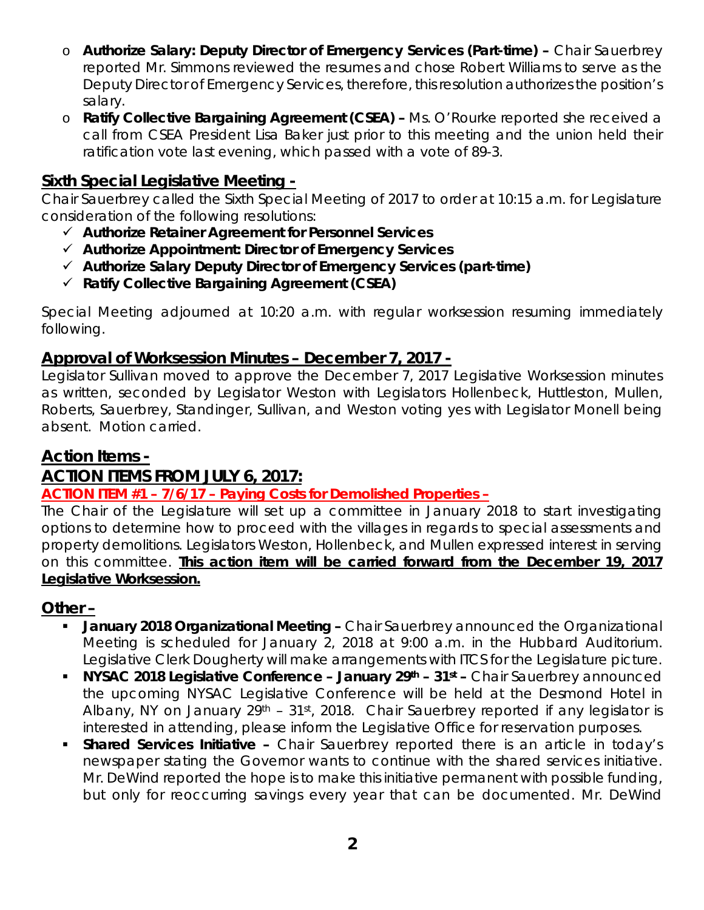- **Authorize Salary: Deputy Director of Emergency Services (Part-time) –** Chair Sauerbrey reported Mr. Simmons reviewed the resumes and chose Robert Williams to serve as the Deputy Director of Emergency Services, therefore, this resolution authorizes the position's salary.
- **Ratify Collective Bargaining Agreement (CSEA) –** Ms. O'Rourke reported she received a call from CSEA President Lisa Baker just prior to this meeting and the union held their ratification vote last evening, which passed with a vote of 89-3.

## Sixth Special Legislative Meeting -

Chair Sauerbrey called the Sixth Special Meeting of 2017 to order at 10:15 a.m. for Legislature consideration of the following resolutions:

- ✓ **Authorize Retainer Agreement for Personnel Services**
- ✓ **Authorize Appointment: Director of Emergency Services**
- ✓ **Authorize Salary Deputy Director of Emergency Services (part-time)**
- ✓ **Ratify Collective Bargaining Agreement (CSEA)**

Special Meeting adjourned at 10:20 a.m. with regular worksession resuming immediately following.

## Approval of Worksession Minutes – December 7, 2017 -

Legislator Sullivan moved to approve the December 7, 2017 Legislative Worksession minutes as written, seconded by Legislator Weston with Legislators Hollenbeck, Huttleston, Mullen, Roberts, Sauerbrey, Standinger, Sullivan, and Weston voting yes with Legislator Monell being absent. Motion carried.

## Action Items -

## ACTION ITEMS FROM JULY 6, 2017:

**ACTION ITEM #1 – 7/6/17 – Paying Costs for Demolished Properties –**

The Chair of the Legislature will set up a committee in January 2018 to start investigating options to determine how to proceed with the villages in regards to special assessments and property demolitions. Legislators Weston, Hollenbeck, and Mullen expressed interest in serving on this committee. **This action item will be carried forward from the December 19, 2017 Legislative Worksession.**

## Other –

- **January 2018 Organizational Meeting –** Chair Sauerbrey announced the Organizational Meeting is scheduled for January 2, 2018 at 9:00 a.m. in the Hubbard Auditorium. Legislative Clerk Dougherty will make arrangements with ITCS for the Legislature picture.
- **NYSAC 2018 Legislative Conference – January 29th – 31st –** Chair Sauerbrey announced the upcoming NYSAC Legislative Conference will be held at the Desmond Hotel in Albany, NY on January 29th – 31st, 2018. Chair Sauerbrey reported if any legislator is interested in attending, please inform the Legislative Office for reservation purposes.
- **Shared Services Initiative –** Chair Sauerbrey reported there is an article in today's newspaper stating the Governor wants to continue with the shared services initiative. Mr. DeWind reported the hope is to make this initiative permanent with possible funding, but only for reoccurring savings every year that can be documented. Mr. DeWind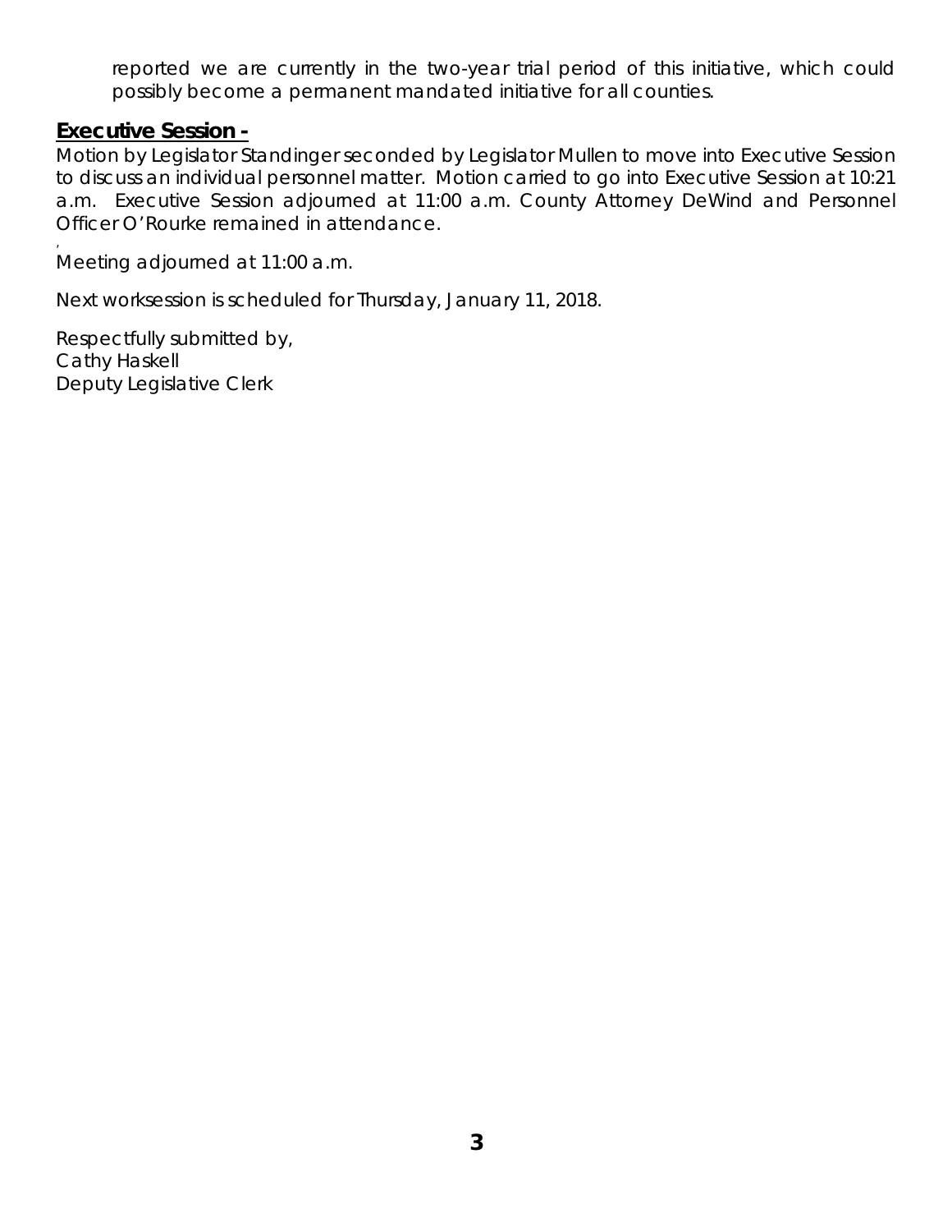reported we are currently in the two-year trial period of this initiative, which could possibly become a permanent mandated initiative for all counties.

**Executive Session -**

Motion by Legislator Standinger seconded by Legislator Mullen to move into Executive Session to discuss an individual personnel matter. Motion carried to go into Executive Session at 10:21 a.m. Executive Session adjourned at 11:00 a.m. County Attorney DeWind and Personnel Officer O'Rourke remained in attendance.

Meeting adjourned at 11:00 a.m.

Next worksession is scheduled for Thursday, January 11, 2018.

Respectfully submitted by,
Cathy Haskell
Deputy Legislative Clerk